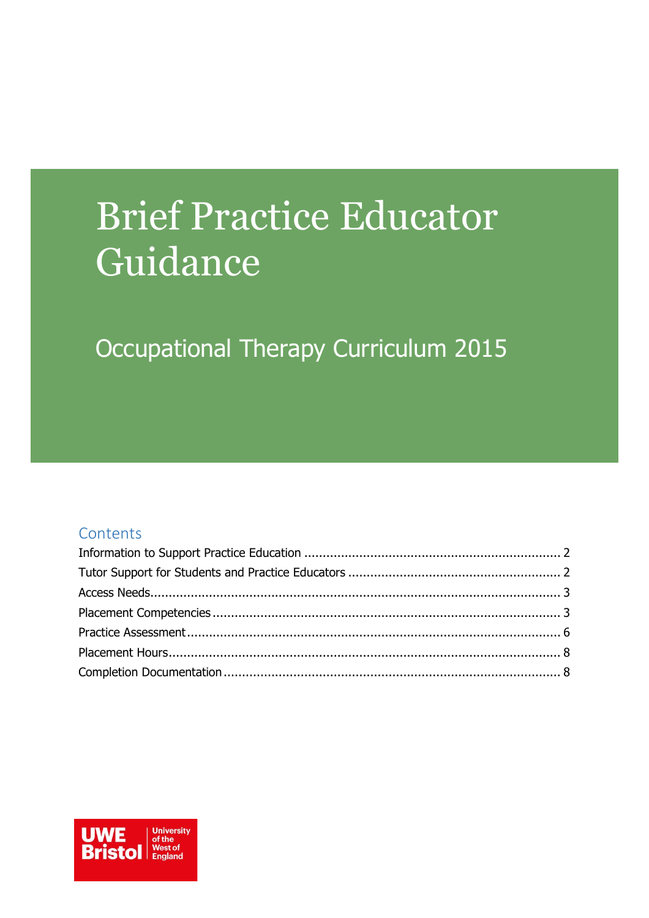# Brief Practice Educator Guidance

## Occupational Therapy Curriculum 2015

### Contents

Information to Support Practice Education ........................................ 2
Tutor Support for Students and Practice Educators ................................ 2
Access Needs ........................................................................ 3
Placement Competencies ............................................................ 3
Practice Assessment ................................................................ 6
Placement Hours .................................................................... 8
Completion Documentation ........................................................... 8

UWE Bristol | University of the West of England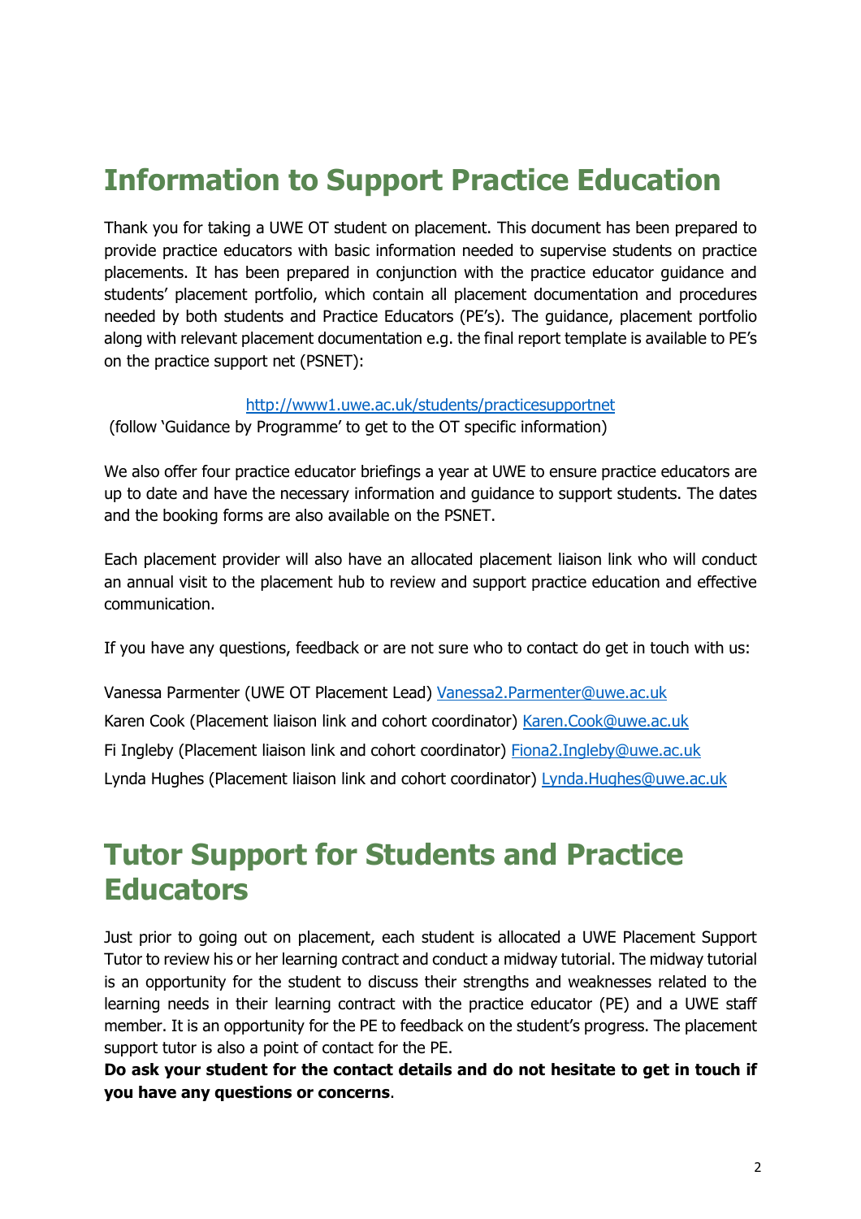# Information to Support Practice Education

Thank you for taking a UWE OT student on placement. This document has been prepared to provide practice educators with basic information needed to supervise students on practice placements. It has been prepared in conjunction with the practice educator guidance and students' placement portfolio, which contain all placement documentation and procedures needed by both students and Practice Educators (PE's). The guidance, placement portfolio along with relevant placement documentation e.g. the final report template is available to PE's on the practice support net (PSNET):

http://www1.uwe.ac.uk/students/practicesupportnet
(follow 'Guidance by Programme' to get to the OT specific information)

We also offer four practice educator briefings a year at UWE to ensure practice educators are up to date and have the necessary information and guidance to support students. The dates and the booking forms are also available on the PSNET.

Each placement provider will also have an allocated placement liaison link who will conduct an annual visit to the placement hub to review and support practice education and effective communication.

If you have any questions, feedback or are not sure who to contact do get in touch with us:

Vanessa Parmenter (UWE OT Placement Lead) Vanessa2.Parmenter@uwe.ac.uk

Karen Cook (Placement liaison link and cohort coordinator) Karen.Cook@uwe.ac.uk

Fi Ingleby (Placement liaison link and cohort coordinator) Fiona2.Ingleby@uwe.ac.uk

Lynda Hughes (Placement liaison link and cohort coordinator) Lynda.Hughes@uwe.ac.uk

# Tutor Support for Students and Practice Educators

Just prior to going out on placement, each student is allocated a UWE Placement Support Tutor to review his or her learning contract and conduct a midway tutorial. The midway tutorial is an opportunity for the student to discuss their strengths and weaknesses related to the learning needs in their learning contract with the practice educator (PE) and a UWE staff member. It is an opportunity for the PE to feedback on the student's progress. The placement support tutor is also a point of contact for the PE.

**Do ask your student for the contact details and do not hesitate to get in touch if you have any questions or concerns**.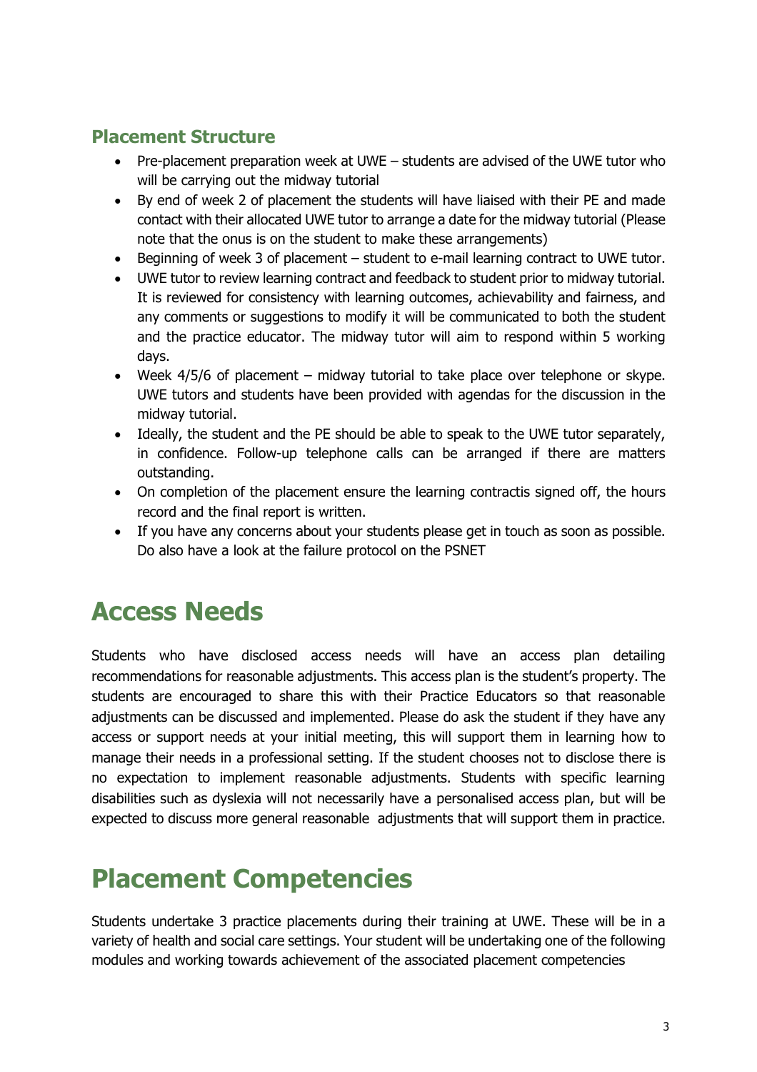## Placement Structure

- Pre-placement preparation week at UWE – students are advised of the UWE tutor who will be carrying out the midway tutorial
- By end of week 2 of placement the students will have liaised with their PE and made contact with their allocated UWE tutor to arrange a date for the midway tutorial (Please note that the onus is on the student to make these arrangements)
- Beginning of week 3 of placement – student to e-mail learning contract to UWE tutor.
- UWE tutor to review learning contract and feedback to student prior to midway tutorial. It is reviewed for consistency with learning outcomes, achievability and fairness, and any comments or suggestions to modify it will be communicated to both the student and the practice educator. The midway tutor will aim to respond within 5 working days.
- Week 4/5/6 of placement – midway tutorial to take place over telephone or skype. UWE tutors and students have been provided with agendas for the discussion in the midway tutorial.
- Ideally, the student and the PE should be able to speak to the UWE tutor separately, in confidence. Follow-up telephone calls can be arranged if there are matters outstanding.
- On completion of the placement ensure the learning contractis signed off, the hours record and the final report is written.
- If you have any concerns about your students please get in touch as soon as possible. Do also have a look at the failure protocol on the PSNET

# Access Needs

Students who have disclosed access needs will have an access plan detailing recommendations for reasonable adjustments. This access plan is the student's property. The students are encouraged to share this with their Practice Educators so that reasonable adjustments can be discussed and implemented. Please do ask the student if they have any access or support needs at your initial meeting, this will support them in learning how to manage their needs in a professional setting. If the student chooses not to disclose there is no expectation to implement reasonable adjustments. Students with specific learning disabilities such as dyslexia will not necessarily have a personalised access plan, but will be expected to discuss more general reasonable adjustments that will support them in practice.

# Placement Competencies

Students undertake 3 practice placements during their training at UWE. These will be in a variety of health and social care settings. Your student will be undertaking one of the following modules and working towards achievement of the associated placement competencies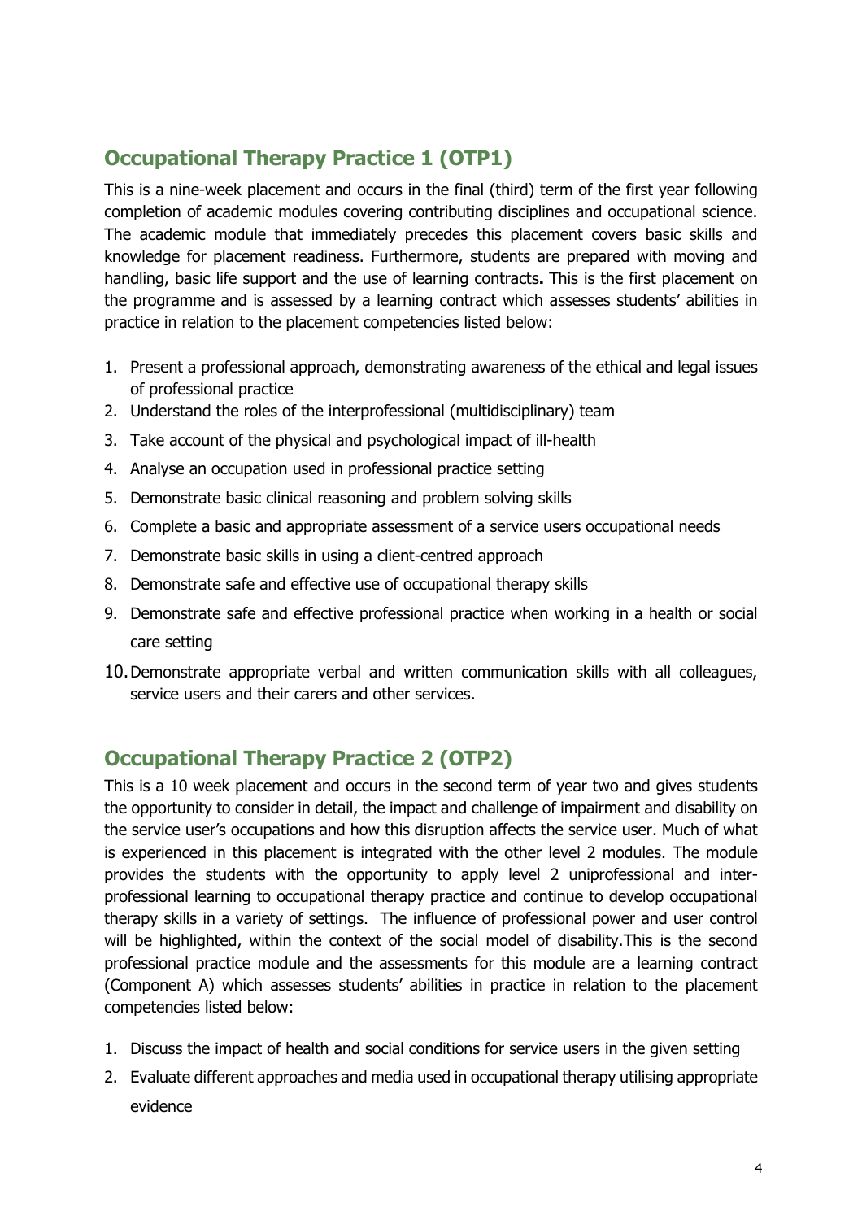## Occupational Therapy Practice 1 (OTP1)

This is a nine-week placement and occurs in the final (third) term of the first year following completion of academic modules covering contributing disciplines and occupational science. The academic module that immediately precedes this placement covers basic skills and knowledge for placement readiness. Furthermore, students are prepared with moving and handling, basic life support and the use of learning contracts**.** This is the first placement on the programme and is assessed by a learning contract which assesses students' abilities in practice in relation to the placement competencies listed below:

1. Present a professional approach, demonstrating awareness of the ethical and legal issues of professional practice
2. Understand the roles of the interprofessional (multidisciplinary) team
3. Take account of the physical and psychological impact of ill-health
4. Analyse an occupation used in professional practice setting
5. Demonstrate basic clinical reasoning and problem solving skills
6. Complete a basic and appropriate assessment of a service users occupational needs
7. Demonstrate basic skills in using a client-centred approach
8. Demonstrate safe and effective use of occupational therapy skills
9. Demonstrate safe and effective professional practice when working in a health or social care setting
10. Demonstrate appropriate verbal and written communication skills with all colleagues, service users and their carers and other services.

## Occupational Therapy Practice 2 (OTP2)

This is a 10 week placement and occurs in the second term of year two and gives students the opportunity to consider in detail, the impact and challenge of impairment and disability on the service user's occupations and how this disruption affects the service user. Much of what is experienced in this placement is integrated with the other level 2 modules. The module provides the students with the opportunity to apply level 2 uniprofessional and inter-professional learning to occupational therapy practice and continue to develop occupational therapy skills in a variety of settings. The influence of professional power and user control will be highlighted, within the context of the social model of disability.This is the second professional practice module and the assessments for this module are a learning contract (Component A) which assesses students' abilities in practice in relation to the placement competencies listed below:

1. Discuss the impact of health and social conditions for service users in the given setting
2. Evaluate different approaches and media used in occupational therapy utilising appropriate evidence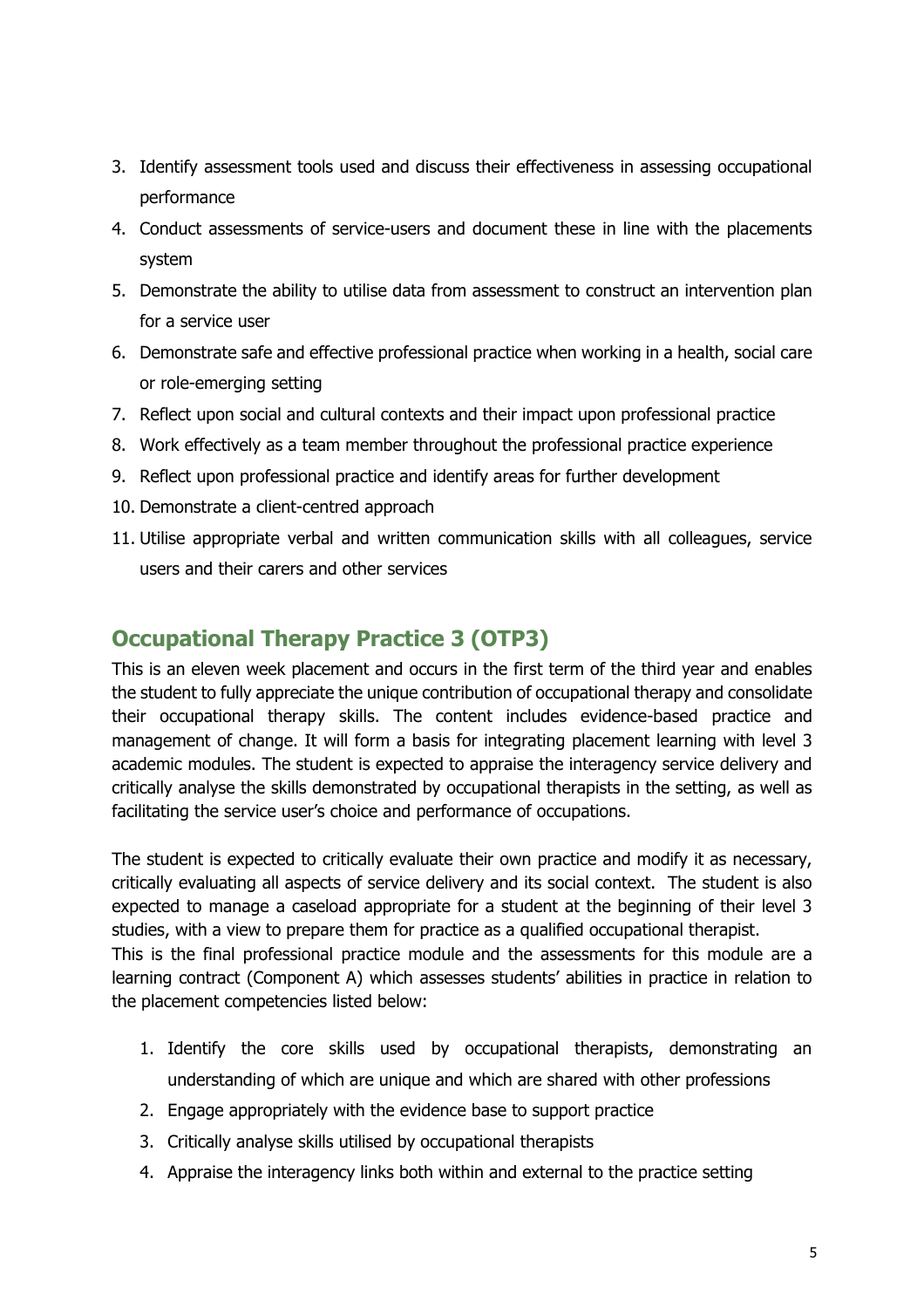3. Identify assessment tools used and discuss their effectiveness in assessing occupational performance
4. Conduct assessments of service-users and document these in line with the placements system
5. Demonstrate the ability to utilise data from assessment to construct an intervention plan for a service user
6. Demonstrate safe and effective professional practice when working in a health, social care or role-emerging setting
7. Reflect upon social and cultural contexts and their impact upon professional practice
8. Work effectively as a team member throughout the professional practice experience
9. Reflect upon professional practice and identify areas for further development
10. Demonstrate a client-centred approach
11. Utilise appropriate verbal and written communication skills with all colleagues, service users and their carers and other services

## Occupational Therapy Practice 3 (OTP3)

This is an eleven week placement and occurs in the first term of the third year and enables the student to fully appreciate the unique contribution of occupational therapy and consolidate their occupational therapy skills. The content includes evidence-based practice and management of change. It will form a basis for integrating placement learning with level 3 academic modules. The student is expected to appraise the interagency service delivery and critically analyse the skills demonstrated by occupational therapists in the setting, as well as facilitating the service user's choice and performance of occupations.

The student is expected to critically evaluate their own practice and modify it as necessary, critically evaluating all aspects of service delivery and its social context. The student is also expected to manage a caseload appropriate for a student at the beginning of their level 3 studies, with a view to prepare them for practice as a qualified occupational therapist.
This is the final professional practice module and the assessments for this module are a learning contract (Component A) which assesses students' abilities in practice in relation to the placement competencies listed below:

1. Identify the core skills used by occupational therapists, demonstrating an understanding of which are unique and which are shared with other professions
2. Engage appropriately with the evidence base to support practice
3. Critically analyse skills utilised by occupational therapists
4. Appraise the interagency links both within and external to the practice setting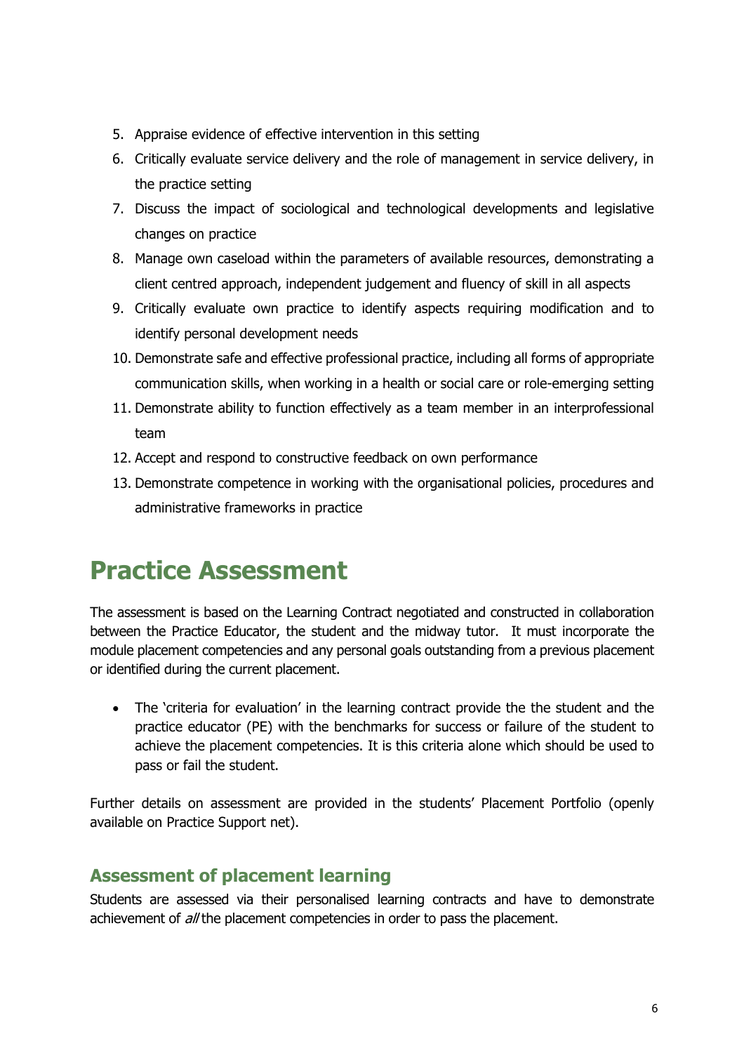5. Appraise evidence of effective intervention in this setting
6. Critically evaluate service delivery and the role of management in service delivery, in the practice setting
7. Discuss the impact of sociological and technological developments and legislative changes on practice
8. Manage own caseload within the parameters of available resources, demonstrating a client centred approach, independent judgement and fluency of skill in all aspects
9. Critically evaluate own practice to identify aspects requiring modification and to identify personal development needs
10. Demonstrate safe and effective professional practice, including all forms of appropriate communication skills, when working in a health or social care or role-emerging setting
11. Demonstrate ability to function effectively as a team member in an interprofessional team
12. Accept and respond to constructive feedback on own performance
13. Demonstrate competence in working with the organisational policies, procedures and administrative frameworks in practice

# Practice Assessment

The assessment is based on the Learning Contract negotiated and constructed in collaboration between the Practice Educator, the student and the midway tutor. It must incorporate the module placement competencies and any personal goals outstanding from a previous placement or identified during the current placement.

- The 'criteria for evaluation' in the learning contract provide the the student and the practice educator (PE) with the benchmarks for success or failure of the student to achieve the placement competencies. It is this criteria alone which should be used to pass or fail the student.

Further details on assessment are provided in the students' Placement Portfolio (openly available on Practice Support net).

## Assessment of placement learning

Students are assessed via their personalised learning contracts and have to demonstrate achievement of *all* the placement competencies in order to pass the placement.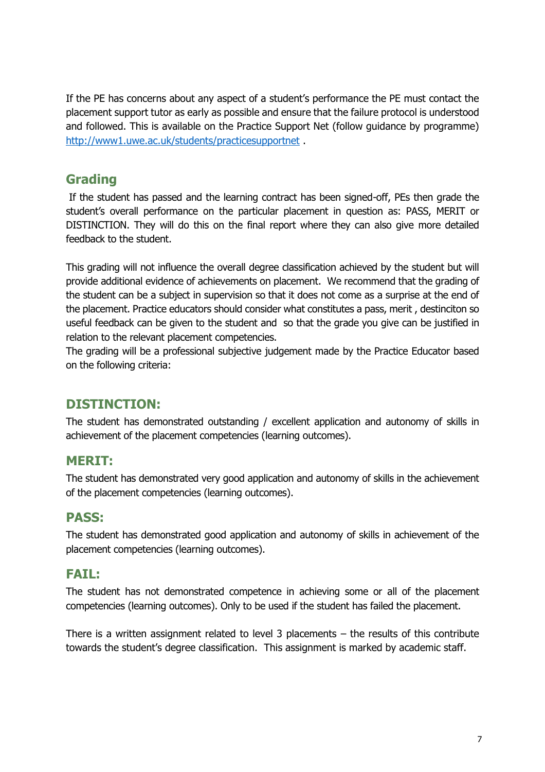If the PE has concerns about any aspect of a student's performance the PE must contact the placement support tutor as early as possible and ensure that the failure protocol is understood and followed. This is available on the Practice Support Net (follow guidance by programme) [http://www1.uwe.ac.uk/students/practicesupportnet](http://www1.uwe.ac.uk/students/practicesupportnet) .

## Grading

If the student has passed and the learning contract has been signed-off, PEs then grade the student's overall performance on the particular placement in question as: PASS, MERIT or DISTINCTION. They will do this on the final report where they can also give more detailed feedback to the student.

This grading will not influence the overall degree classification achieved by the student but will provide additional evidence of achievements on placement. We recommend that the grading of the student can be a subject in supervision so that it does not come as a surprise at the end of the placement. Practice educators should consider what constitutes a pass, merit , destinciton so useful feedback can be given to the student and so that the grade you give can be justified in relation to the relevant placement competencies.

The grading will be a professional subjective judgement made by the Practice Educator based on the following criteria:

## DISTINCTION:

The student has demonstrated outstanding / excellent application and autonomy of skills in achievement of the placement competencies (learning outcomes).

## MERIT:

The student has demonstrated very good application and autonomy of skills in the achievement of the placement competencies (learning outcomes).

## PASS:

The student has demonstrated good application and autonomy of skills in achievement of the placement competencies (learning outcomes).

## FAIL:

The student has not demonstrated competence in achieving some or all of the placement competencies (learning outcomes). Only to be used if the student has failed the placement.

There is a written assignment related to level 3 placements – the results of this contribute towards the student's degree classification. This assignment is marked by academic staff.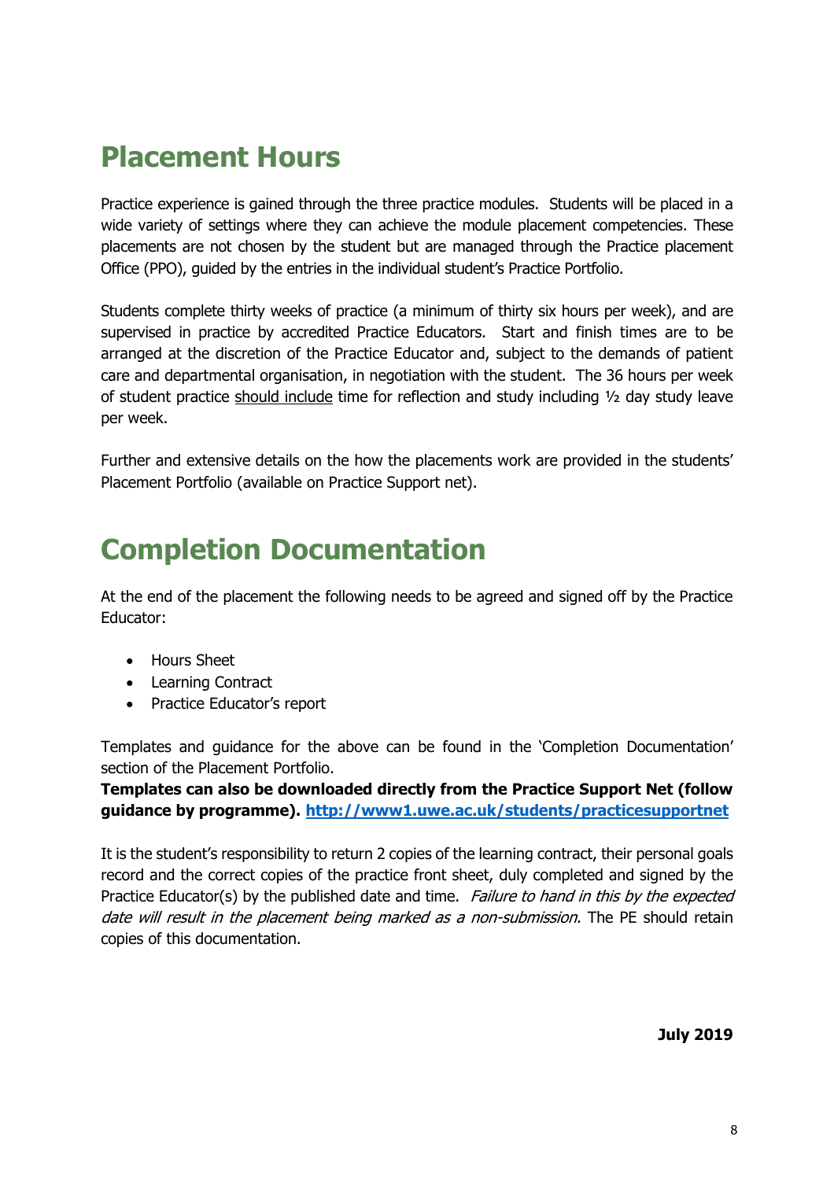# Placement Hours

Practice experience is gained through the three practice modules. Students will be placed in a wide variety of settings where they can achieve the module placement competencies. These placements are not chosen by the student but are managed through the Practice placement Office (PPO), guided by the entries in the individual student's Practice Portfolio.

Students complete thirty weeks of practice (a minimum of thirty six hours per week), and are supervised in practice by accredited Practice Educators. Start and finish times are to be arranged at the discretion of the Practice Educator and, subject to the demands of patient care and departmental organisation, in negotiation with the student. The 36 hours per week of student practice should include time for reflection and study including ½ day study leave per week.

Further and extensive details on the how the placements work are provided in the students' Placement Portfolio (available on Practice Support net).

# Completion Documentation

At the end of the placement the following needs to be agreed and signed off by the Practice Educator:

- Hours Sheet
- Learning Contract
- Practice Educator's report

Templates and guidance for the above can be found in the 'Completion Documentation' section of the Placement Portfolio.

**Templates can also be downloaded directly from the Practice Support Net (follow guidance by programme). http://www1.uwe.ac.uk/students/practicesupportnet**

It is the student's responsibility to return 2 copies of the learning contract, their personal goals record and the correct copies of the practice front sheet, duly completed and signed by the Practice Educator(s) by the published date and time. *Failure to hand in this by the expected date will result in the placement being marked as a non-submission.* The PE should retain copies of this documentation.

**July 2019**